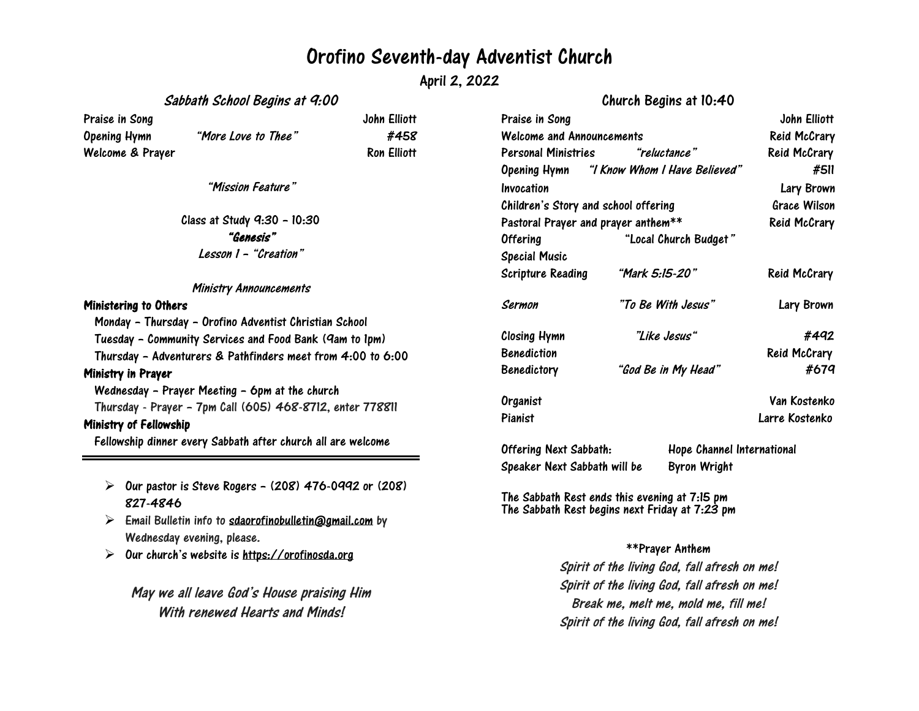# Orofino Seventh-day Adventist Church

April 2, 2022

## *Sabbath School Begins at 9:00*

| | | |
|---|---|---|
| Praise in Song | | John Elliott |
| Opening Hymn | *"More Love to Thee"* | *#458* |
| Welcome & Prayer | | Ron Elliott |

*"Mission Feature"*

Class at Study 9:30 – 10:30

***"Genesis"***

*Lesson 1 – "Creation"*

*Ministry Announcements*

**Ministering to Others**

- Monday – Thursday – Orofino Adventist Christian School
- Tuesday – Community Services and Food Bank (9am to 1pm)
- Thursday – Adventurers & Pathfinders meet from 4:00 to 6:00

**Ministry in Prayer**

- Wednesday – Prayer Meeting – 6pm at the church
- Thursday - Prayer – 7pm Call (605) 468-8712, enter 778811

**Ministry of Fellowship**

- Fellowship dinner every Sabbath after church all are welcome

---

- Our pastor is Steve Rogers – (208) 476-0992 or (208) 827-4846
- Email Bulletin info to sdaorofinobulletin@gmail.com by Wednesday evening, please.
- Our church's website is https://orofinosda.org

*May we all leave God's House praising Him*
*With renewed Hearts and Minds!*

## Church Begins at 10:40

| | | |
|---|---|---|
| Praise in Song | | John Elliott |
| Welcome and Announcements | | Reid McCrary |
| Personal Ministries | *"reluctance"* | Reid McCrary |
| Opening Hymn | *"I Know Whom I Have Believed"* | #511 |
| Invocation | | Lary Brown |
| Children's Story and school offering | | Grace Wilson |
| Pastoral Prayer and prayer anthem** | | Reid McCrary |
| Offering | "Local Church Budget" | |
| Special Music | | |
| Scripture Reading | *"Mark 5:15-20"* | Reid McCrary |
| *Sermon* | *"To Be With Jesus"* | Lary Brown |
| Closing Hymn | *"Like Jesus"* | *#492* |
| Benediction | | Reid McCrary |
| Benedictory | *"God Be in My Head"* | *#679* |
| Organist | | Van Kostenko |
| Pianist | | Larre Kostenko |

Offering Next Sabbath: Hope Channel International
Speaker Next Sabbath will be Byron Wright

The Sabbath Rest ends this evening at 7:15 pm
The Sabbath Rest begins next Friday at 7:23 pm

**Prayer Anthem

*Spirit of the living God, fall afresh on me!*
*Spirit of the living God, fall afresh on me!*
*Break me, melt me, mold me, fill me!*
*Spirit of the living God, fall afresh on me!*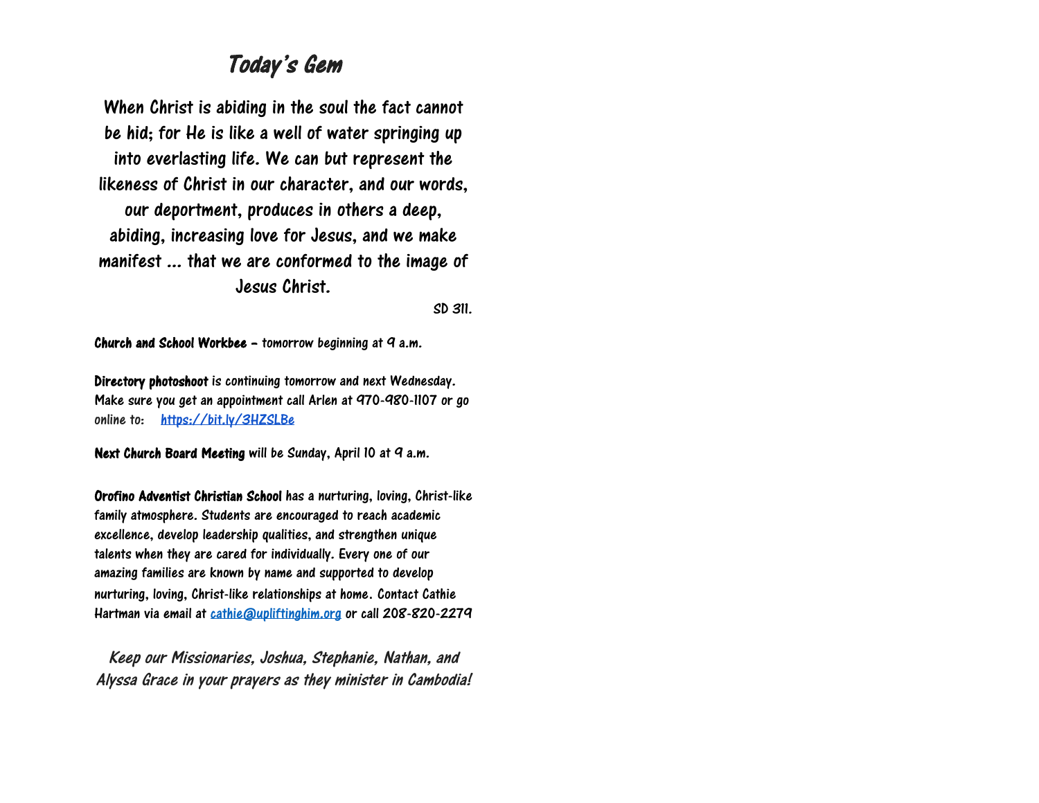# Today's Gem

When Christ is abiding in the soul the fact cannot be hid; for He is like a well of water springing up into everlasting life. We can but represent the likeness of Christ in our character, and our words, our deportment, produces in others a deep, abiding, increasing love for Jesus, and we make manifest ... that we are conformed to the image of Jesus Christ.

SD 311.

**Church and School Workbee** – tomorrow beginning at 9 a.m.

**Directory photoshoot** is continuing tomorrow and next Wednesday. Make sure you get an appointment call Arlen at 970-980-1107 or go online to: https://bit.ly/3HZSLBe

**Next Church Board Meeting** will be Sunday, April 10 at 9 a.m.

**Orofino Adventist Christian School** has a nurturing, loving, Christ-like family atmosphere. Students are encouraged to reach academic excellence, develop leadership qualities, and strengthen unique talents when they are cared for individually. Every one of our amazing families are known by name and supported to develop nurturing, loving, Christ-like relationships at home. Contact Cathie Hartman via email at cathie@upliftinghim.org or call 208-820-2279

*Keep our Missionaries, Joshua, Stephanie, Nathan, and Alyssa Grace in your prayers as they minister in Cambodia!*